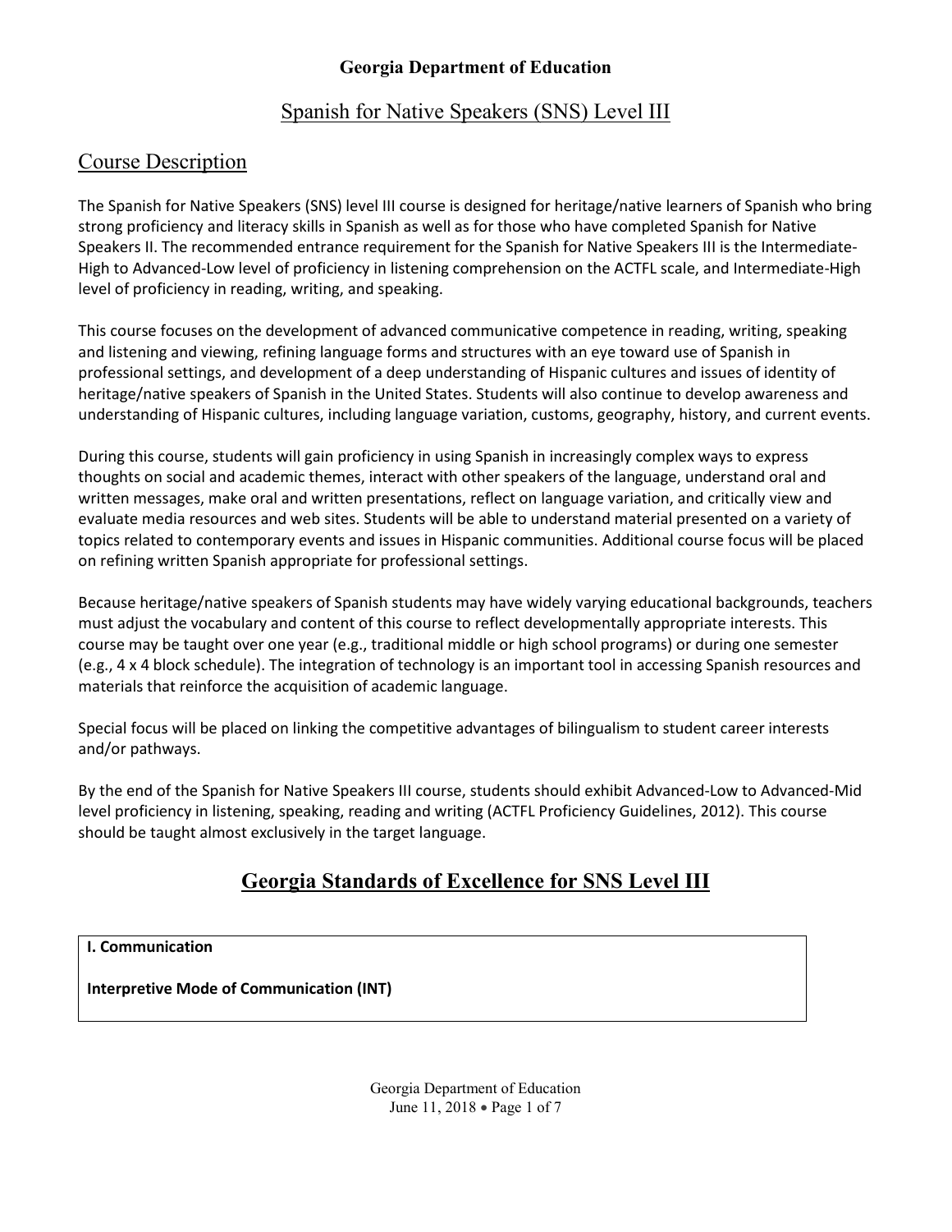**Georgia Department of Education**

# Spanish for Native Speakers (SNS) Level III

## Course Description

The Spanish for Native Speakers (SNS) level III course is designed for heritage/native learners of Spanish who bring strong proficiency and literacy skills in Spanish as well as for those who have completed Spanish for Native Speakers II. The recommended entrance requirement for the Spanish for Native Speakers III is the Intermediate-High to Advanced-Low level of proficiency in listening comprehension on the ACTFL scale, and Intermediate-High level of proficiency in reading, writing, and speaking.

This course focuses on the development of advanced communicative competence in reading, writing, speaking and listening and viewing, refining language forms and structures with an eye toward use of Spanish in professional settings, and development of a deep understanding of Hispanic cultures and issues of identity of heritage/native speakers of Spanish in the United States. Students will also continue to develop awareness and understanding of Hispanic cultures, including language variation, customs, geography, history, and current events.

During this course, students will gain proficiency in using Spanish in increasingly complex ways to express thoughts on social and academic themes, interact with other speakers of the language, understand oral and written messages, make oral and written presentations, reflect on language variation, and critically view and evaluate media resources and web sites. Students will be able to understand material presented on a variety of topics related to contemporary events and issues in Hispanic communities. Additional course focus will be placed on refining written Spanish appropriate for professional settings.

Because heritage/native speakers of Spanish students may have widely varying educational backgrounds, teachers must adjust the vocabulary and content of this course to reflect developmentally appropriate interests. This course may be taught over one year (e.g., traditional middle or high school programs) or during one semester (e.g., 4 x 4 block schedule). The integration of technology is an important tool in accessing Spanish resources and materials that reinforce the acquisition of academic language.

Special focus will be placed on linking the competitive advantages of bilingualism to student career interests and/or pathways.

By the end of the Spanish for Native Speakers III course, students should exhibit Advanced-Low to Advanced-Mid level proficiency in listening, speaking, reading and writing (ACTFL Proficiency Guidelines, 2012). This course should be taught almost exclusively in the target language.

## Georgia Standards of Excellence for SNS Level III

**I. Communication**

**Interpretive Mode of Communication (INT)**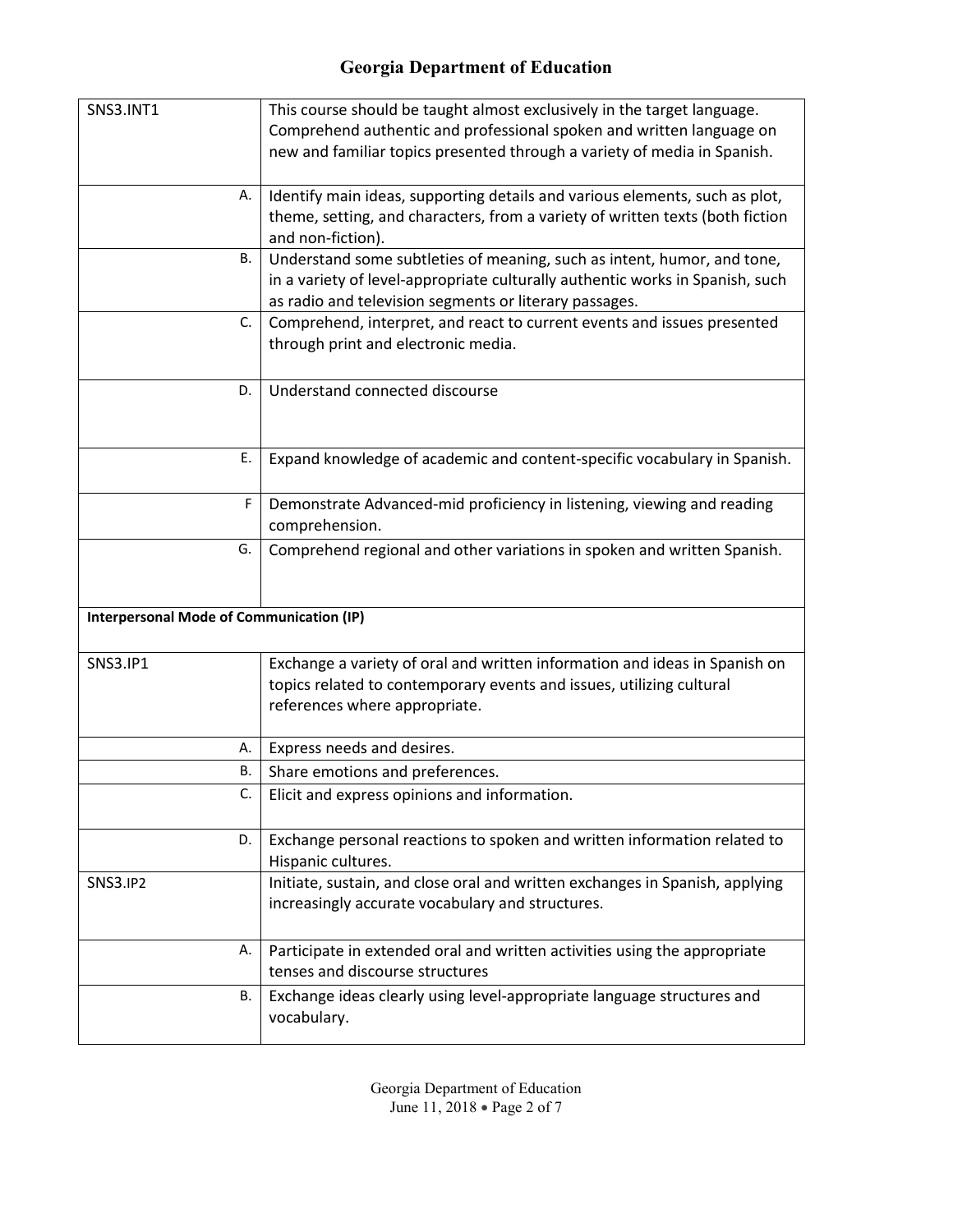| | |
|---|---|
| SNS3.INT1 | This course should be taught almost exclusively in the target language. Comprehend authentic and professional spoken and written language on new and familiar topics presented through a variety of media in Spanish. |
| A. | Identify main ideas, supporting details and various elements, such as plot, theme, setting, and characters, from a variety of written texts (both fiction and non-fiction). |
| B. | Understand some subtleties of meaning, such as intent, humor, and tone, in a variety of level-appropriate culturally authentic works in Spanish, such as radio and television segments or literary passages. |
| C. | Comprehend, interpret, and react to current events and issues presented through print and electronic media. |
| D. | Understand connected discourse |
| E. | Expand knowledge of academic and content-specific vocabulary in Spanish. |
| F | Demonstrate Advanced-mid proficiency in listening, viewing and reading comprehension. |
| G. | Comprehend regional and other variations in spoken and written Spanish. |
| **Interpersonal Mode of Communication (IP)** | |
| SNS3.IP1 | Exchange a variety of oral and written information and ideas in Spanish on topics related to contemporary events and issues, utilizing cultural references where appropriate. |
| A. | Express needs and desires. |
| B. | Share emotions and preferences. |
| C. | Elicit and express opinions and information. |
| D. | Exchange personal reactions to spoken and written information related to Hispanic cultures. |
| SNS3.IP2 | Initiate, sustain, and close oral and written exchanges in Spanish, applying increasingly accurate vocabulary and structures. |
| A. | Participate in extended oral and written activities using the appropriate tenses and discourse structures |
| B. | Exchange ideas clearly using level-appropriate language structures and vocabulary. |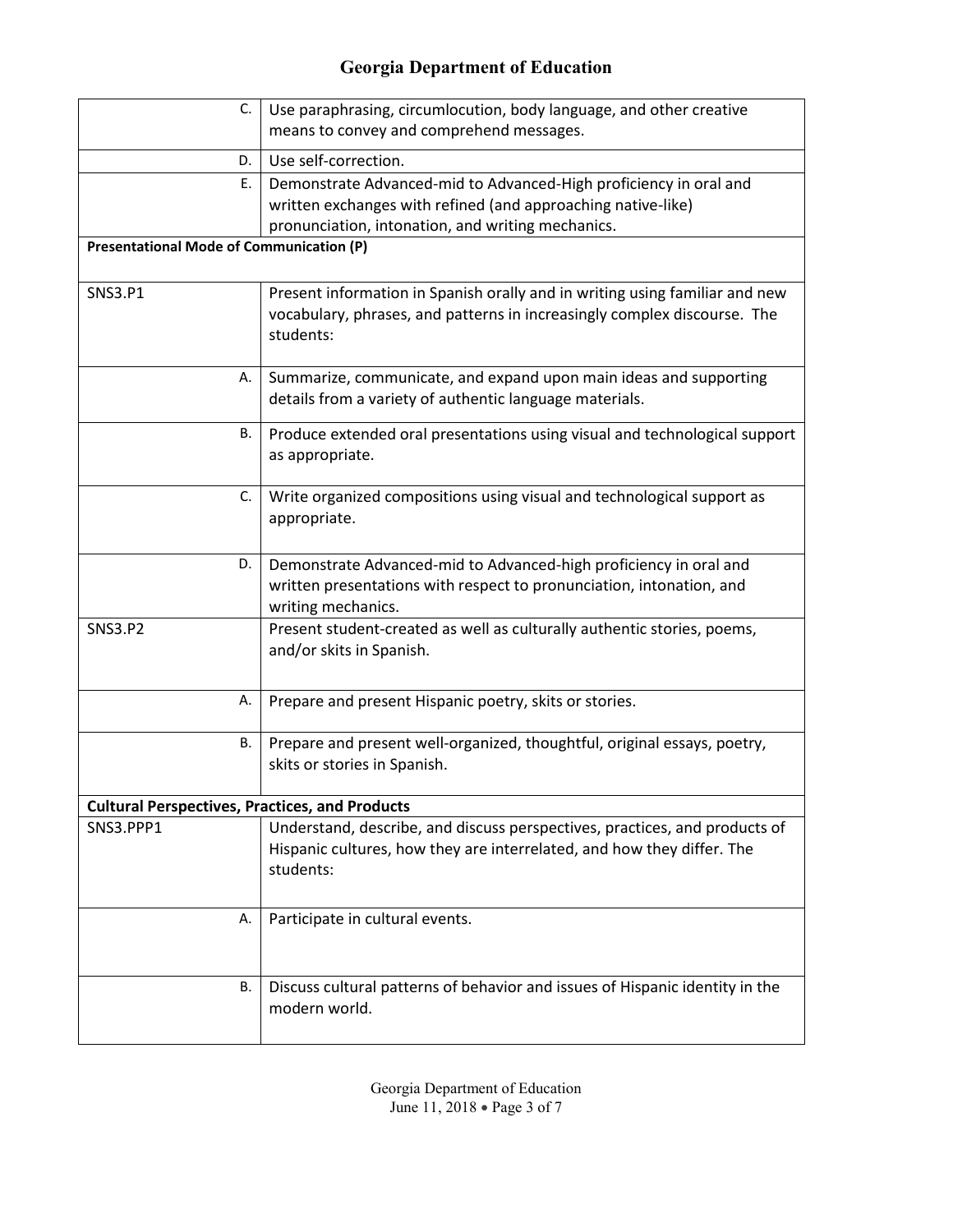| | |
|---|---|
| C. | Use paraphrasing, circumlocution, body language, and other creative means to convey and comprehend messages. |
| D. | Use self-correction. |
| E. | Demonstrate Advanced-mid to Advanced-High proficiency in oral and written exchanges with refined (and approaching native-like) pronunciation, intonation, and writing mechanics. |
| **Presentational Mode of Communication (P)** | |
| SNS3.P1 | Present information in Spanish orally and in writing using familiar and new vocabulary, phrases, and patterns in increasingly complex discourse. The students: |
| A. | Summarize, communicate, and expand upon main ideas and supporting details from a variety of authentic language materials. |
| B. | Produce extended oral presentations using visual and technological support as appropriate. |
| C. | Write organized compositions using visual and technological support as appropriate. |
| D. | Demonstrate Advanced-mid to Advanced-high proficiency in oral and written presentations with respect to pronunciation, intonation, and writing mechanics. |
| SNS3.P2 | Present student-created as well as culturally authentic stories, poems, and/or skits in Spanish. |
| A. | Prepare and present Hispanic poetry, skits or stories. |
| B. | Prepare and present well-organized, thoughtful, original essays, poetry, skits or stories in Spanish. |
| **Cultural Perspectives, Practices, and Products** | |
| SNS3.PPP1 | Understand, describe, and discuss perspectives, practices, and products of Hispanic cultures, how they are interrelated, and how they differ. The students: |
| A. | Participate in cultural events. |
| B. | Discuss cultural patterns of behavior and issues of Hispanic identity in the modern world. |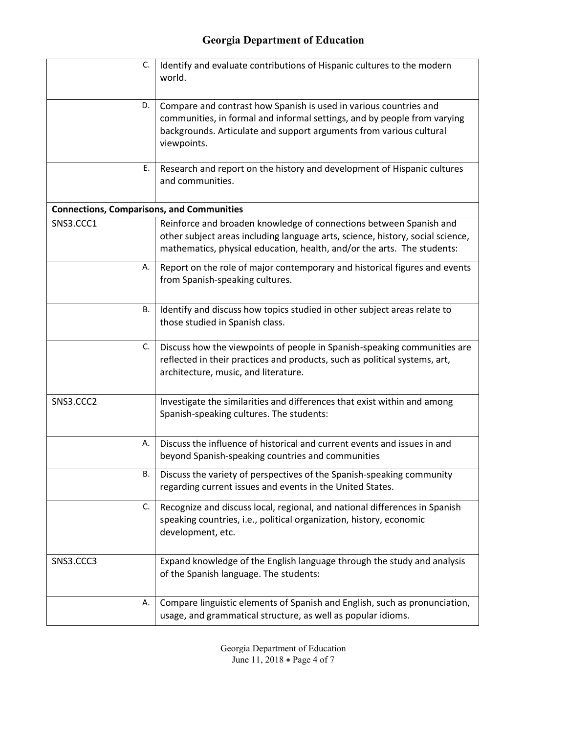| | |
|---|---|
| C. | Identify and evaluate contributions of Hispanic cultures to the modern world. |
| D. | Compare and contrast how Spanish is used in various countries and communities, in formal and informal settings, and by people from varying backgrounds. Articulate and support arguments from various cultural viewpoints. |
| E. | Research and report on the history and development of Hispanic cultures and communities. |
| **Connections, Comparisons, and Communities** | |
| SNS3.CCC1 | Reinforce and broaden knowledge of connections between Spanish and other subject areas including language arts, science, history, social science, mathematics, physical education, health, and/or the arts. The students: |
| A. | Report on the role of major contemporary and historical figures and events from Spanish-speaking cultures. |
| B. | Identify and discuss how topics studied in other subject areas relate to those studied in Spanish class. |
| C. | Discuss how the viewpoints of people in Spanish-speaking communities are reflected in their practices and products, such as political systems, art, architecture, music, and literature. |
| SNS3.CCC2 | Investigate the similarities and differences that exist within and among Spanish-speaking cultures. The students: |
| A. | Discuss the influence of historical and current events and issues in and beyond Spanish-speaking countries and communities |
| B. | Discuss the variety of perspectives of the Spanish-speaking community regarding current issues and events in the United States. |
| C. | Recognize and discuss local, regional, and national differences in Spanish speaking countries, i.e., political organization, history, economic development, etc. |
| SNS3.CCC3 | Expand knowledge of the English language through the study and analysis of the Spanish language. The students: |
| A. | Compare linguistic elements of Spanish and English, such as pronunciation, usage, and grammatical structure, as well as popular idioms. |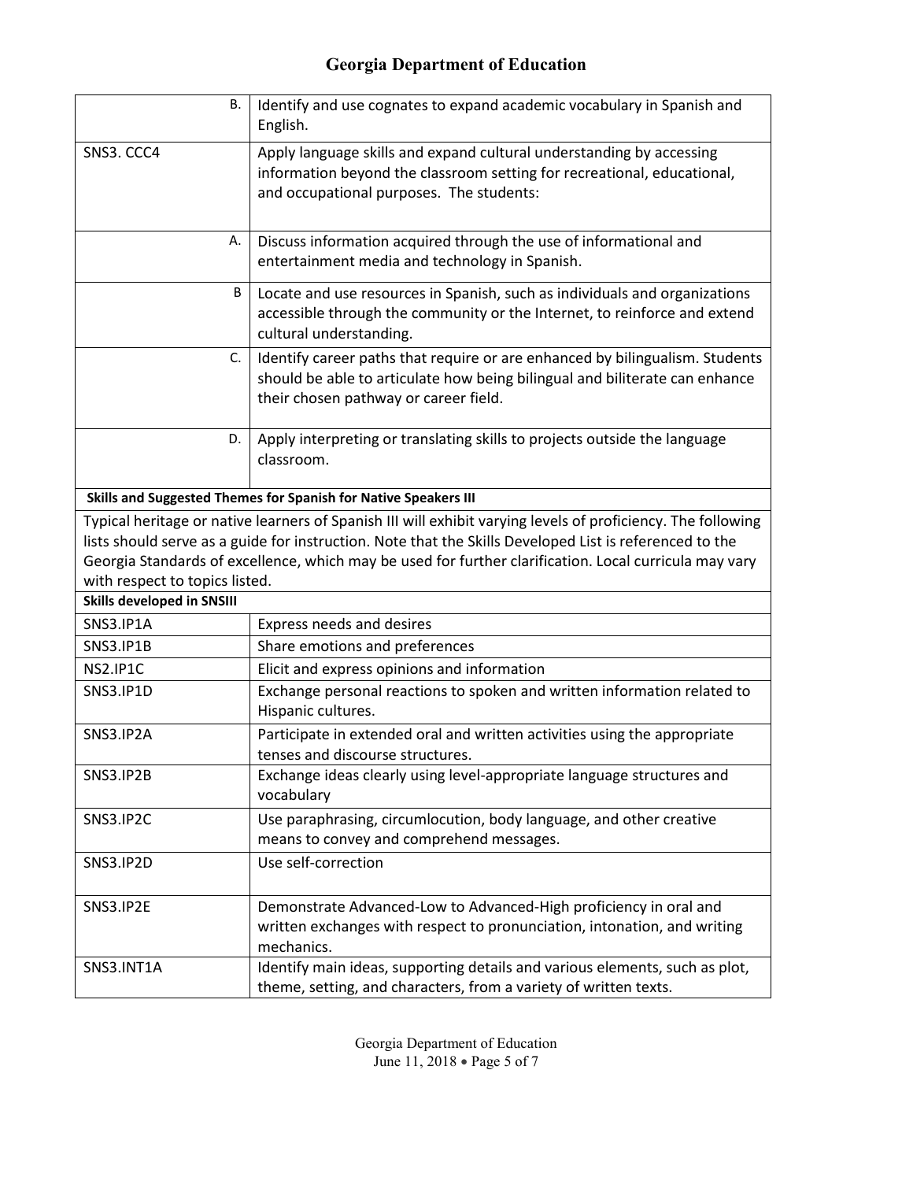| | |
|---|---|
| B. | Identify and use cognates to expand academic vocabulary in Spanish and English. |
| SNS3. CCC4 | Apply language skills and expand cultural understanding by accessing information beyond the classroom setting for recreational, educational, and occupational purposes. The students: |
| A. | Discuss information acquired through the use of informational and entertainment media and technology in Spanish. |
| B | Locate and use resources in Spanish, such as individuals and organizations accessible through the community or the Internet, to reinforce and extend cultural understanding. |
| C. | Identify career paths that require or are enhanced by bilingualism. Students should be able to articulate how being bilingual and biliterate can enhance their chosen pathway or career field. |
| D. | Apply interpreting or translating skills to projects outside the language classroom. |

**Skills and Suggested Themes for Spanish for Native Speakers III**

Typical heritage or native learners of Spanish III will exhibit varying levels of proficiency. The following lists should serve as a guide for instruction. Note that the Skills Developed List is referenced to the Georgia Standards of excellence, which may be used for further clarification. Local curricula may vary with respect to topics listed.

**Skills developed in SNSIII**

| | |
|---|---|
| SNS3.IP1A | Express needs and desires |
| SNS3.IP1B | Share emotions and preferences |
| NS2.IP1C | Elicit and express opinions and information |
| SNS3.IP1D | Exchange personal reactions to spoken and written information related to Hispanic cultures. |
| SNS3.IP2A | Participate in extended oral and written activities using the appropriate tenses and discourse structures. |
| SNS3.IP2B | Exchange ideas clearly using level-appropriate language structures and vocabulary |
| SNS3.IP2C | Use paraphrasing, circumlocution, body language, and other creative means to convey and comprehend messages. |
| SNS3.IP2D | Use self-correction |
| SNS3.IP2E | Demonstrate Advanced-Low to Advanced-High proficiency in oral and written exchanges with respect to pronunciation, intonation, and writing mechanics. |
| SNS3.INT1A | Identify main ideas, supporting details and various elements, such as plot, theme, setting, and characters, from a variety of written texts. |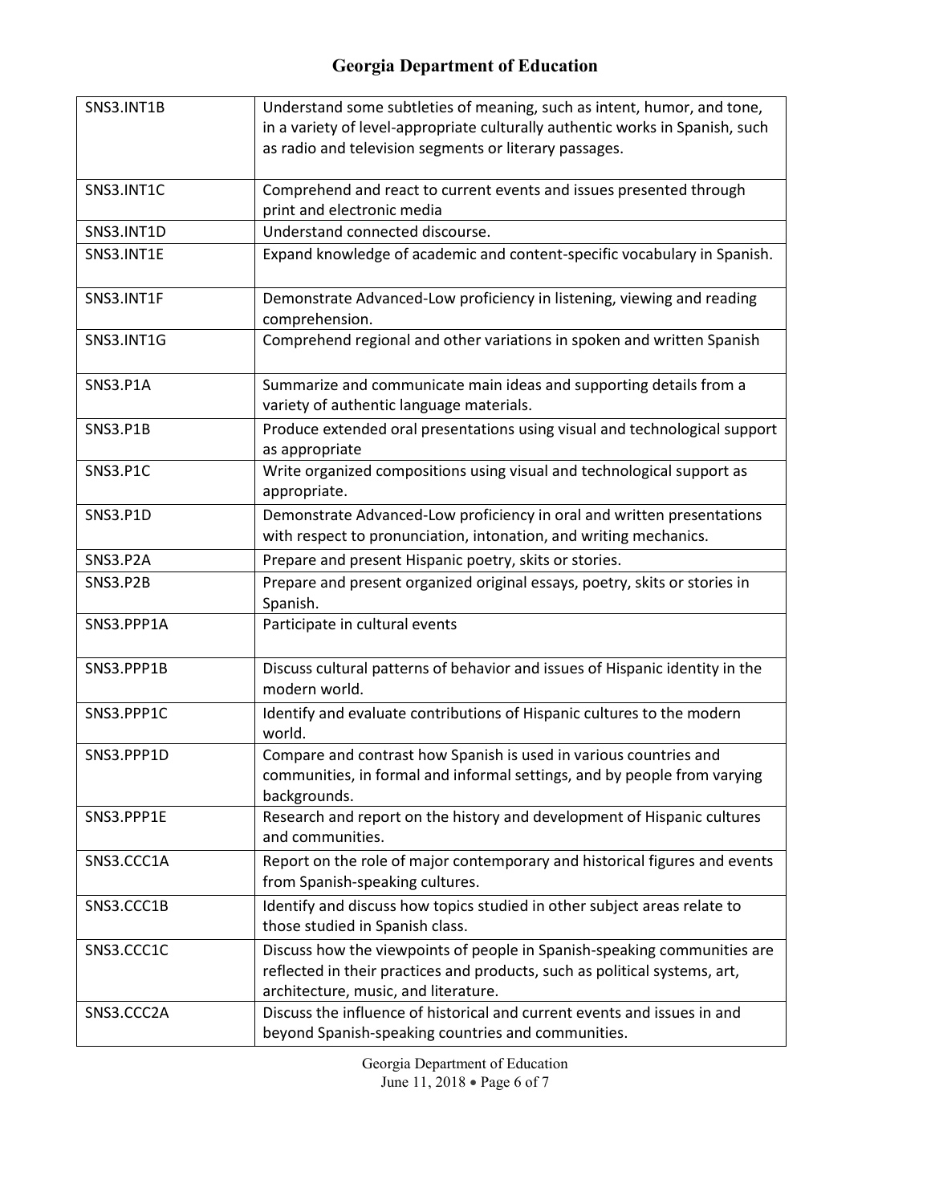| | |
|---|---|
| SNS3.INT1B | Understand some subtleties of meaning, such as intent, humor, and tone, in a variety of level-appropriate culturally authentic works in Spanish, such as radio and television segments or literary passages. |
| SNS3.INT1C | Comprehend and react to current events and issues presented through print and electronic media |
| SNS3.INT1D | Understand connected discourse. |
| SNS3.INT1E | Expand knowledge of academic and content-specific vocabulary in Spanish. |
| SNS3.INT1F | Demonstrate Advanced-Low proficiency in listening, viewing and reading comprehension. |
| SNS3.INT1G | Comprehend regional and other variations in spoken and written Spanish |
| SNS3.P1A | Summarize and communicate main ideas and supporting details from a variety of authentic language materials. |
| SNS3.P1B | Produce extended oral presentations using visual and technological support as appropriate |
| SNS3.P1C | Write organized compositions using visual and technological support as appropriate. |
| SNS3.P1D | Demonstrate Advanced-Low proficiency in oral and written presentations with respect to pronunciation, intonation, and writing mechanics. |
| SNS3.P2A | Prepare and present Hispanic poetry, skits or stories. |
| SNS3.P2B | Prepare and present organized original essays, poetry, skits or stories in Spanish. |
| SNS3.PPP1A | Participate in cultural events |
| SNS3.PPP1B | Discuss cultural patterns of behavior and issues of Hispanic identity in the modern world. |
| SNS3.PPP1C | Identify and evaluate contributions of Hispanic cultures to the modern world. |
| SNS3.PPP1D | Compare and contrast how Spanish is used in various countries and communities, in formal and informal settings, and by people from varying backgrounds. |
| SNS3.PPP1E | Research and report on the history and development of Hispanic cultures and communities. |
| SNS3.CCC1A | Report on the role of major contemporary and historical figures and events from Spanish-speaking cultures. |
| SNS3.CCC1B | Identify and discuss how topics studied in other subject areas relate to those studied in Spanish class. |
| SNS3.CCC1C | Discuss how the viewpoints of people in Spanish-speaking communities are reflected in their practices and products, such as political systems, art, architecture, music, and literature. |
| SNS3.CCC2A | Discuss the influence of historical and current events and issues in and beyond Spanish-speaking countries and communities. |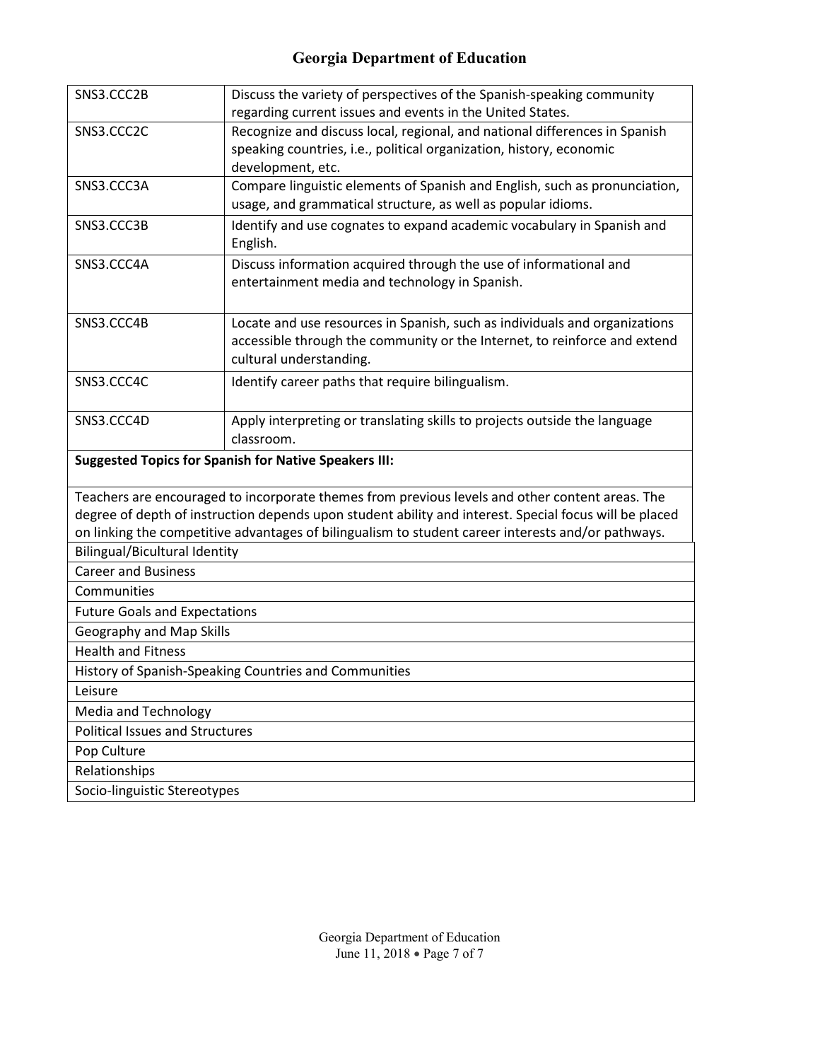| | |
|---|---|
| SNS3.CCC2B | Discuss the variety of perspectives of the Spanish-speaking community regarding current issues and events in the United States. |
| SNS3.CCC2C | Recognize and discuss local, regional, and national differences in Spanish speaking countries, i.e., political organization, history, economic development, etc. |
| SNS3.CCC3A | Compare linguistic elements of Spanish and English, such as pronunciation, usage, and grammatical structure, as well as popular idioms. |
| SNS3.CCC3B | Identify and use cognates to expand academic vocabulary in Spanish and English. |
| SNS3.CCC4A | Discuss information acquired through the use of informational and entertainment media and technology in Spanish. |
| SNS3.CCC4B | Locate and use resources in Spanish, such as individuals and organizations accessible through the community or the Internet, to reinforce and extend cultural understanding. |
| SNS3.CCC4C | Identify career paths that require bilingualism. |
| SNS3.CCC4D | Apply interpreting or translating skills to projects outside the language classroom. |

| **Suggested Topics for Spanish for Native Speakers III:** |
|---|
| Teachers are encouraged to incorporate themes from previous levels and other content areas. The degree of depth of instruction depends upon student ability and interest. Special focus will be placed on linking the competitive advantages of bilingualism to student career interests and/or pathways. |
| Bilingual/Bicultural Identity |
| Career and Business |
| Communities |
| Future Goals and Expectations |
| Geography and Map Skills |
| Health and Fitness |
| History of Spanish-Speaking Countries and Communities |
| Leisure |
| Media and Technology |
| Political Issues and Structures |
| Pop Culture |
| Relationships |
| Socio-linguistic Stereotypes |